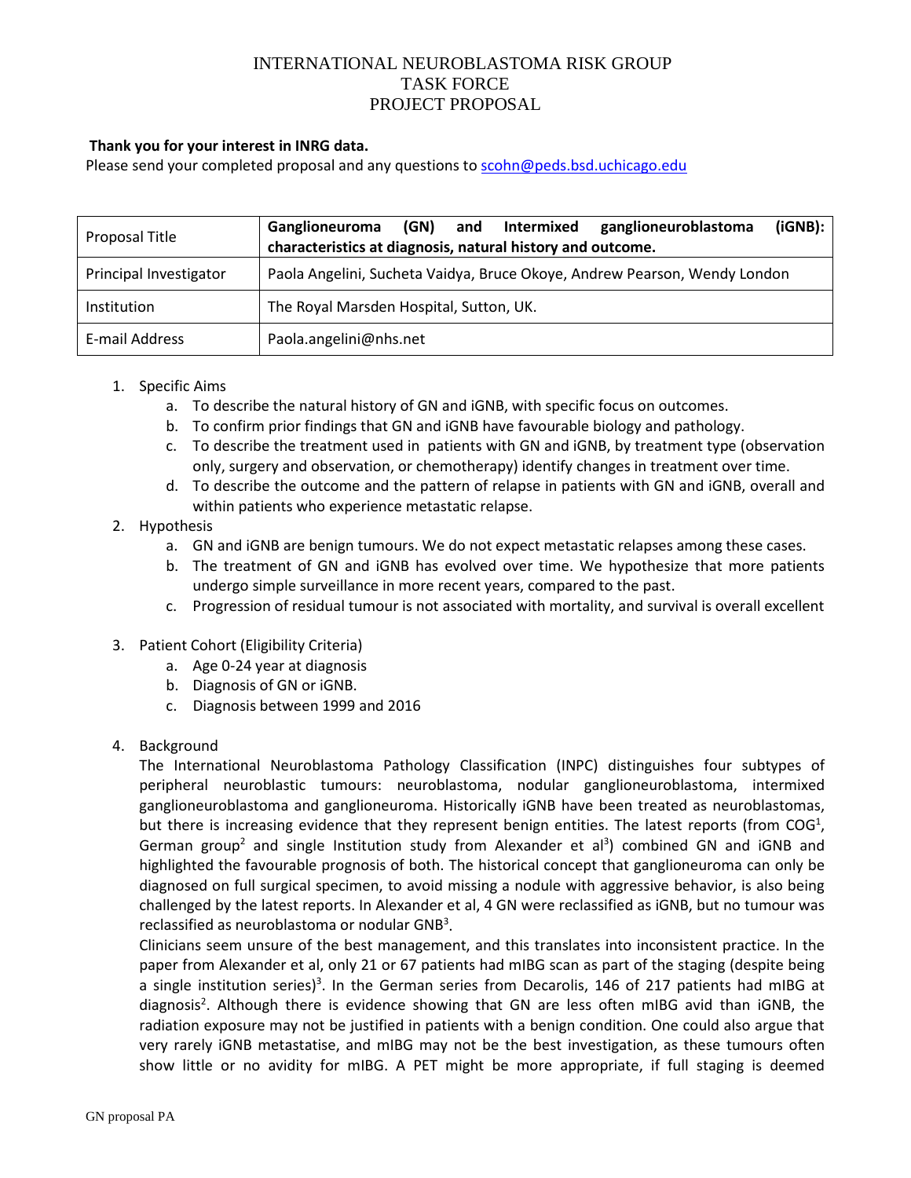# INTERNATIONAL NEUROBLASTOMA RISK GROUP
# TASK FORCE
# PROJECT PROPOSAL

**Thank you for your interest in INRG data.**
Please send your completed proposal and any questions to scohn@peds.bsd.uchicago.edu

| Proposal Title | **Ganglioneuroma (GN) and Intermixed ganglioneuroblastoma (iGNB): characteristics at diagnosis, natural history and outcome.** |
|---|---|
| Principal Investigator | Paola Angelini, Sucheta Vaidya, Bruce Okoye, Andrew Pearson, Wendy London |
| Institution | The Royal Marsden Hospital, Sutton, UK. |
| E-mail Address | Paola.angelini@nhs.net |

1. Specific Aims
    a. To describe the natural history of GN and iGNB, with specific focus on outcomes.
    b. To confirm prior findings that GN and iGNB have favourable biology and pathology.
    c. To describe the treatment used in patients with GN and iGNB, by treatment type (observation only, surgery and observation, or chemotherapy) identify changes in treatment over time.
    d. To describe the outcome and the pattern of relapse in patients with GN and iGNB, overall and within patients who experience metastatic relapse.
2. Hypothesis
    a. GN and iGNB are benign tumours. We do not expect metastatic relapses among these cases.
    b. The treatment of GN and iGNB has evolved over time. We hypothesize that more patients undergo simple surveillance in more recent years, compared to the past.
    c. Progression of residual tumour is not associated with mortality, and survival is overall excellent
3. Patient Cohort (Eligibility Criteria)
    a. Age 0-24 year at diagnosis
    b. Diagnosis of GN or iGNB.
    c. Diagnosis between 1999 and 2016
4. Background

    The International Neuroblastoma Pathology Classification (INPC) distinguishes four subtypes of peripheral neuroblastic tumours: neuroblastoma, nodular ganglioneuroblastoma, intermixed ganglioneuroblastoma and ganglioneuroma. Historically iGNB have been treated as neuroblastomas, but there is increasing evidence that they represent benign entities. The latest reports (from COG[1], German group[2] and single Institution study from Alexander et al[3]) combined GN and iGNB and highlighted the favourable prognosis of both. The historical concept that ganglioneuroma can only be diagnosed on full surgical specimen, to avoid missing a nodule with aggressive behavior, is also being challenged by the latest reports. In Alexander et al, 4 GN were reclassified as iGNB, but no tumour was reclassified as neuroblastoma or nodular GNB[3].

    Clinicians seem unsure of the best management, and this translates into inconsistent practice. In the paper from Alexander et al, only 21 or 67 patients had mIBG scan as part of the staging (despite being a single institution series)[3]. In the German series from Decarolis, 146 of 217 patients had mIBG at diagnosis[2]. Although there is evidence showing that GN are less often mIBG avid than iGNB, the radiation exposure may not be justified in patients with a benign condition. One could also argue that very rarely iGNB metastatise, and mIBG may not be the best investigation, as these tumours often show little or no avidity for mIBG. A PET might be more appropriate, if full staging is deemed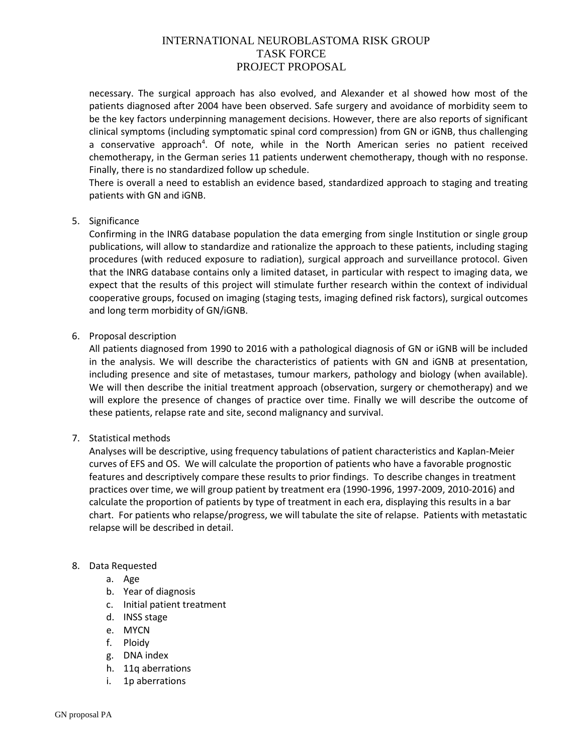necessary. The surgical approach has also evolved, and Alexander et al showed how most of the patients diagnosed after 2004 have been observed. Safe surgery and avoidance of morbidity seem to be the key factors underpinning management decisions. However, there are also reports of significant clinical symptoms (including symptomatic spinal cord compression) from GN or iGNB, thus challenging a conservative approach[4]. Of note, while in the North American series no patient received chemotherapy, in the German series 11 patients underwent chemotherapy, though with no response. Finally, there is no standardized follow up schedule.

There is overall a need to establish an evidence based, standardized approach to staging and treating patients with GN and iGNB.

5. Significance

   Confirming in the INRG database population the data emerging from single Institution or single group publications, will allow to standardize and rationalize the approach to these patients, including staging procedures (with reduced exposure to radiation), surgical approach and surveillance protocol. Given that the INRG database contains only a limited dataset, in particular with respect to imaging data, we expect that the results of this project will stimulate further research within the context of individual cooperative groups, focused on imaging (staging tests, imaging defined risk factors), surgical outcomes and long term morbidity of GN/iGNB.

6. Proposal description

   All patients diagnosed from 1990 to 2016 with a pathological diagnosis of GN or iGNB will be included in the analysis. We will describe the characteristics of patients with GN and iGNB at presentation, including presence and site of metastases, tumour markers, pathology and biology (when available). We will then describe the initial treatment approach (observation, surgery or chemotherapy) and we will explore the presence of changes of practice over time. Finally we will describe the outcome of these patients, relapse rate and site, second malignancy and survival.

7. Statistical methods

   Analyses will be descriptive, using frequency tabulations of patient characteristics and Kaplan-Meier curves of EFS and OS. We will calculate the proportion of patients who have a favorable prognostic features and descriptively compare these results to prior findings. To describe changes in treatment practices over time, we will group patient by treatment era (1990-1996, 1997-2009, 2010-2016) and calculate the proportion of patients by type of treatment in each era, displaying this results in a bar chart. For patients who relapse/progress, we will tabulate the site of relapse. Patients with metastatic relapse will be described in detail.

8. Data Requested
   a. Age
   b. Year of diagnosis
   c. Initial patient treatment
   d. INSS stage
   e. MYCN
   f. Ploidy
   g. DNA index
   h. 11q aberrations
   i. 1p aberrations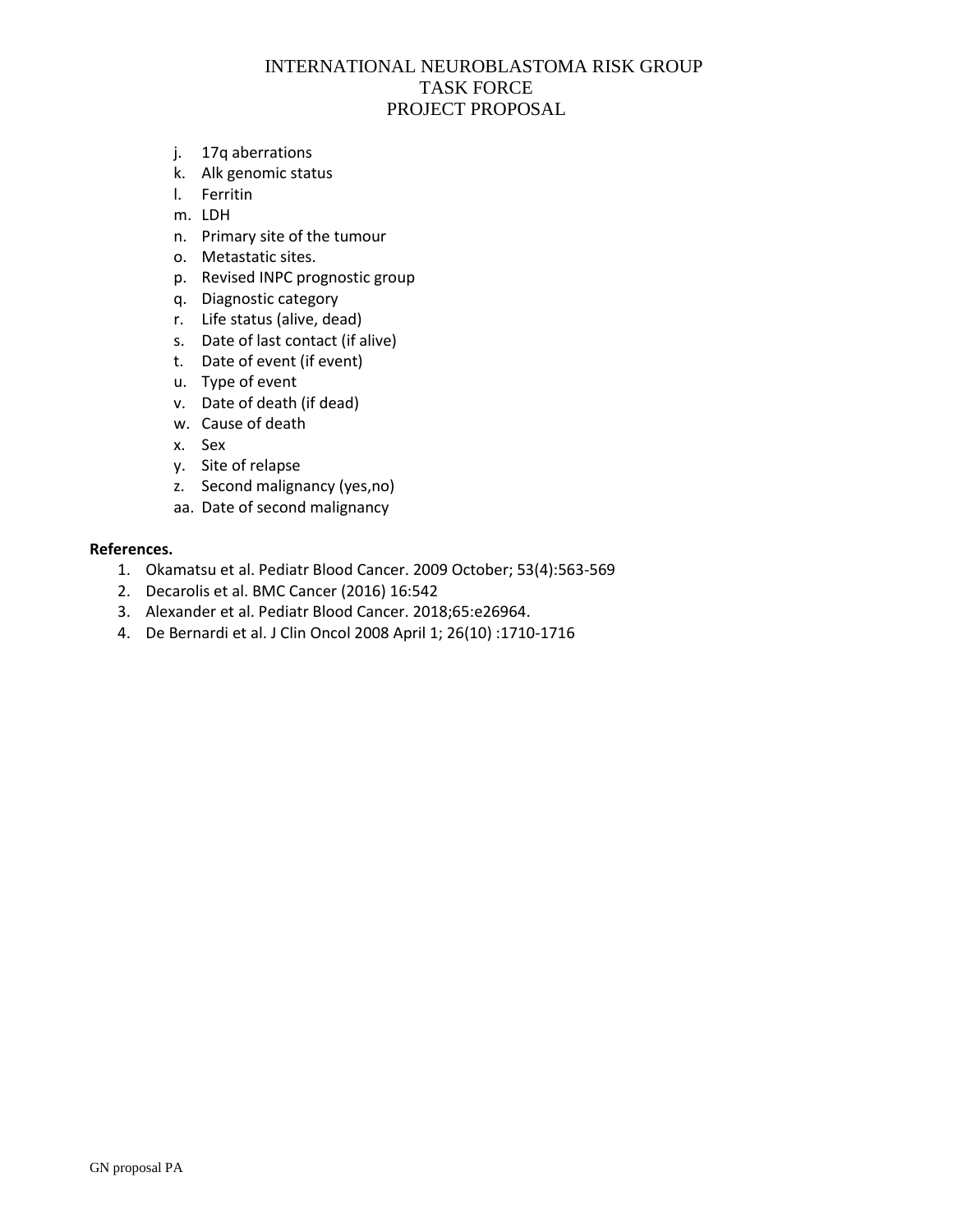j. 17q aberrations
k. Alk genomic status
l. Ferritin
m. LDH
n. Primary site of the tumour
o. Metastatic sites.
p. Revised INPC prognostic group
q. Diagnostic category
r. Life status (alive, dead)
s. Date of last contact (if alive)
t. Date of event (if event)
u. Type of event
v. Date of death (if dead)
w. Cause of death
x. Sex
y. Site of relapse
z. Second malignancy (yes,no)
aa. Date of second malignancy

**References.**

1. Okamatsu et al. Pediatr Blood Cancer. 2009 October; 53(4):563-569
2. Decarolis et al. BMC Cancer (2016) 16:542
3. Alexander et al. Pediatr Blood Cancer. 2018;65:e26964.
4. De Bernardi et al. J Clin Oncol 2008 April 1; 26(10) :1710-1716